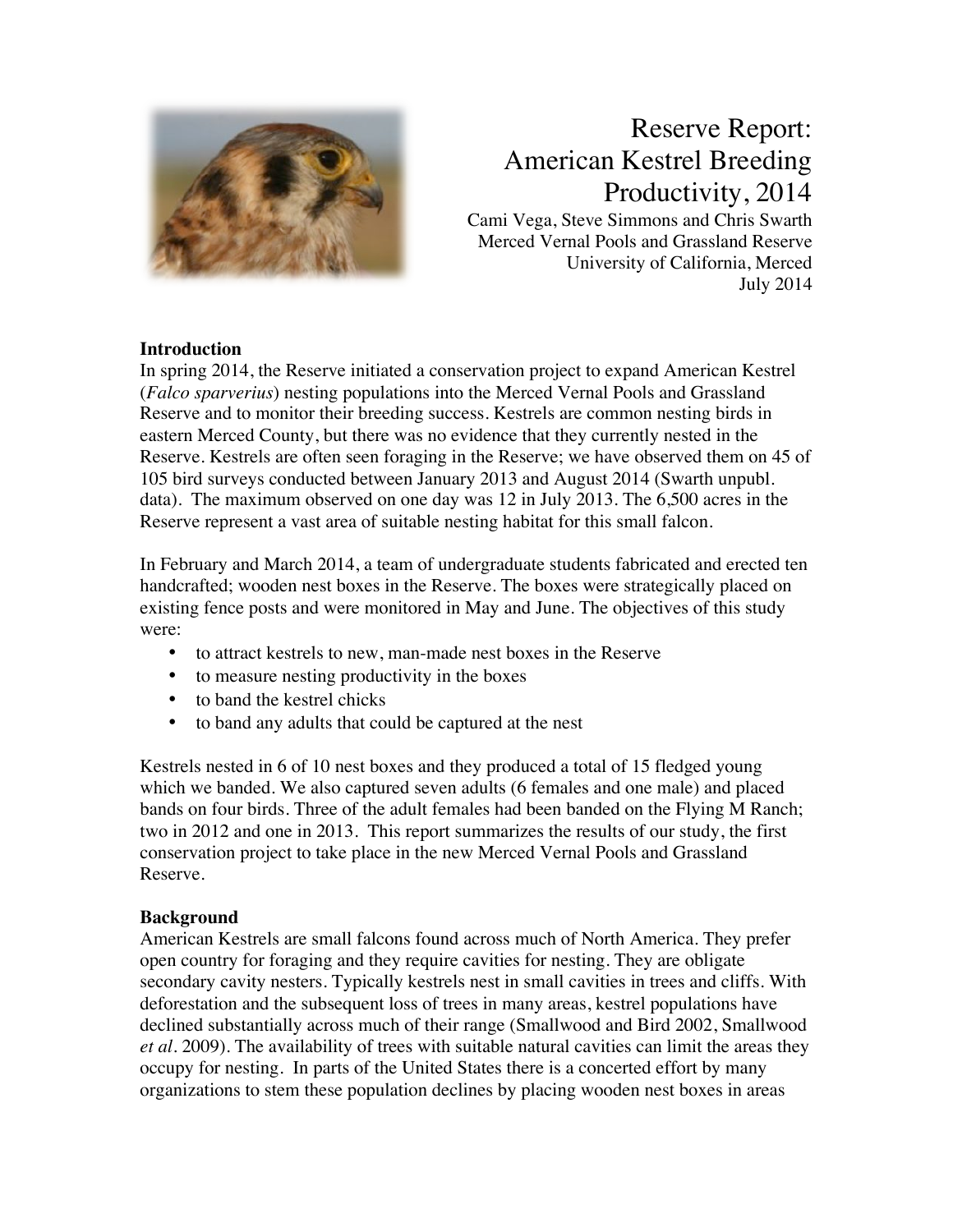# Reserve Report: American Kestrel Breeding Productivity, 2014

Cami Vega, Steve Simmons and Chris Swarth
Merced Vernal Pools and Grassland Reserve
University of California, Merced
July 2014

**Introduction**

In spring 2014, the Reserve initiated a conservation project to expand American Kestrel (*Falco sparverius*) nesting populations into the Merced Vernal Pools and Grassland Reserve and to monitor their breeding success. Kestrels are common nesting birds in eastern Merced County, but there was no evidence that they currently nested in the Reserve. Kestrels are often seen foraging in the Reserve; we have observed them on 45 of 105 bird surveys conducted between January 2013 and August 2014 (Swarth unpubl. data). The maximum observed on one day was 12 in July 2013. The 6,500 acres in the Reserve represent a vast area of suitable nesting habitat for this small falcon.

In February and March 2014, a team of undergraduate students fabricated and erected ten handcrafted; wooden nest boxes in the Reserve. The boxes were strategically placed on existing fence posts and were monitored in May and June. The objectives of this study were:

- to attract kestrels to new, man-made nest boxes in the Reserve
- to measure nesting productivity in the boxes
- to band the kestrel chicks
- to band any adults that could be captured at the nest

Kestrels nested in 6 of 10 nest boxes and they produced a total of 15 fledged young which we banded. We also captured seven adults (6 females and one male) and placed bands on four birds. Three of the adult females had been banded on the Flying M Ranch; two in 2012 and one in 2013. This report summarizes the results of our study, the first conservation project to take place in the new Merced Vernal Pools and Grassland Reserve.

**Background**

American Kestrels are small falcons found across much of North America. They prefer open country for foraging and they require cavities for nesting. They are obligate secondary cavity nesters. Typically kestrels nest in small cavities in trees and cliffs. With deforestation and the subsequent loss of trees in many areas, kestrel populations have declined substantially across much of their range (Smallwood and Bird 2002, Smallwood *et al*. 2009). The availability of trees with suitable natural cavities can limit the areas they occupy for nesting. In parts of the United States there is a concerted effort by many organizations to stem these population declines by placing wooden nest boxes in areas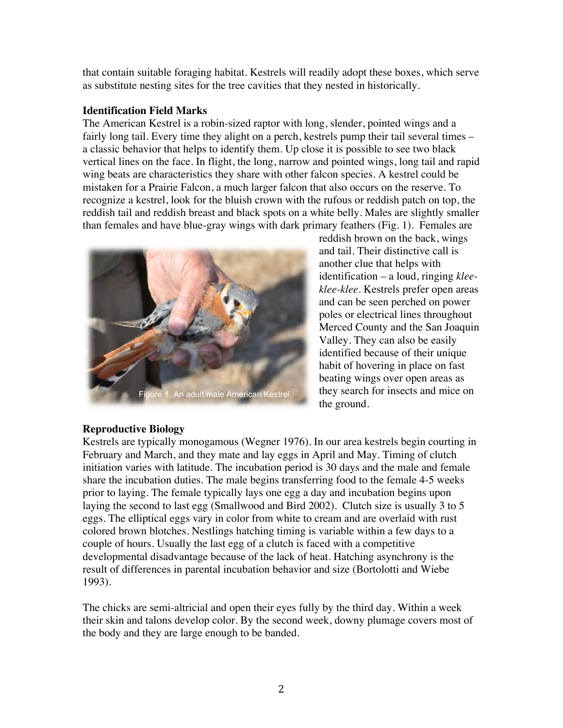that contain suitable foraging habitat. Kestrels will readily adopt these boxes, which serve as substitute nesting sites for the tree cavities that they nested in historically.

### Identification Field Marks

The American Kestrel is a robin-sized raptor with long, slender, pointed wings and a fairly long tail. Every time they alight on a perch, kestrels pump their tail several times – a classic behavior that helps to identify them. Up close it is possible to see two black vertical lines on the face. In flight, the long, narrow and pointed wings, long tail and rapid wing beats are characteristics they share with other falcon species. A kestrel could be mistaken for a Prairie Falcon, a much larger falcon that also occurs on the reserve. To recognize a kestrel, look for the bluish crown with the rufous or reddish patch on top, the reddish tail and reddish breast and black spots on a white belly. Males are slightly smaller than females and have blue-gray wings with dark primary feathers (Fig. 1). Females are reddish brown on the back, wings and tail. Their distinctive call is another clue that helps with identification – a loud, ringing *klee-klee-klee*. Kestrels prefer open areas and can be seen perched on power poles or electrical lines throughout Merced County and the San Joaquin Valley. They can also be easily identified because of their unique habit of hovering in place on fast beating wings over open areas as they search for insects and mice on the ground.

Figure 1. An adult male American Kestrel.

### Reproductive Biology

Kestrels are typically monogamous (Wegner 1976). In our area kestrels begin courting in February and March, and they mate and lay eggs in April and May. Timing of clutch initiation varies with latitude. The incubation period is 30 days and the male and female share the incubation duties. The male begins transferring food to the female 4-5 weeks prior to laying. The female typically lays one egg a day and incubation begins upon laying the second to last egg (Smallwood and Bird 2002). Clutch size is usually 3 to 5 eggs. The elliptical eggs vary in color from white to cream and are overlaid with rust colored brown blotches. Nestlings hatching timing is variable within a few days to a couple of hours. Usually the last egg of a clutch is faced with a competitive developmental disadvantage because of the lack of heat. Hatching asynchrony is the result of differences in parental incubation behavior and size (Bortolotti and Wiebe 1993).

The chicks are semi-altricial and open their eyes fully by the third day. Within a week their skin and talons develop color. By the second week, downy plumage covers most of the body and they are large enough to be banded.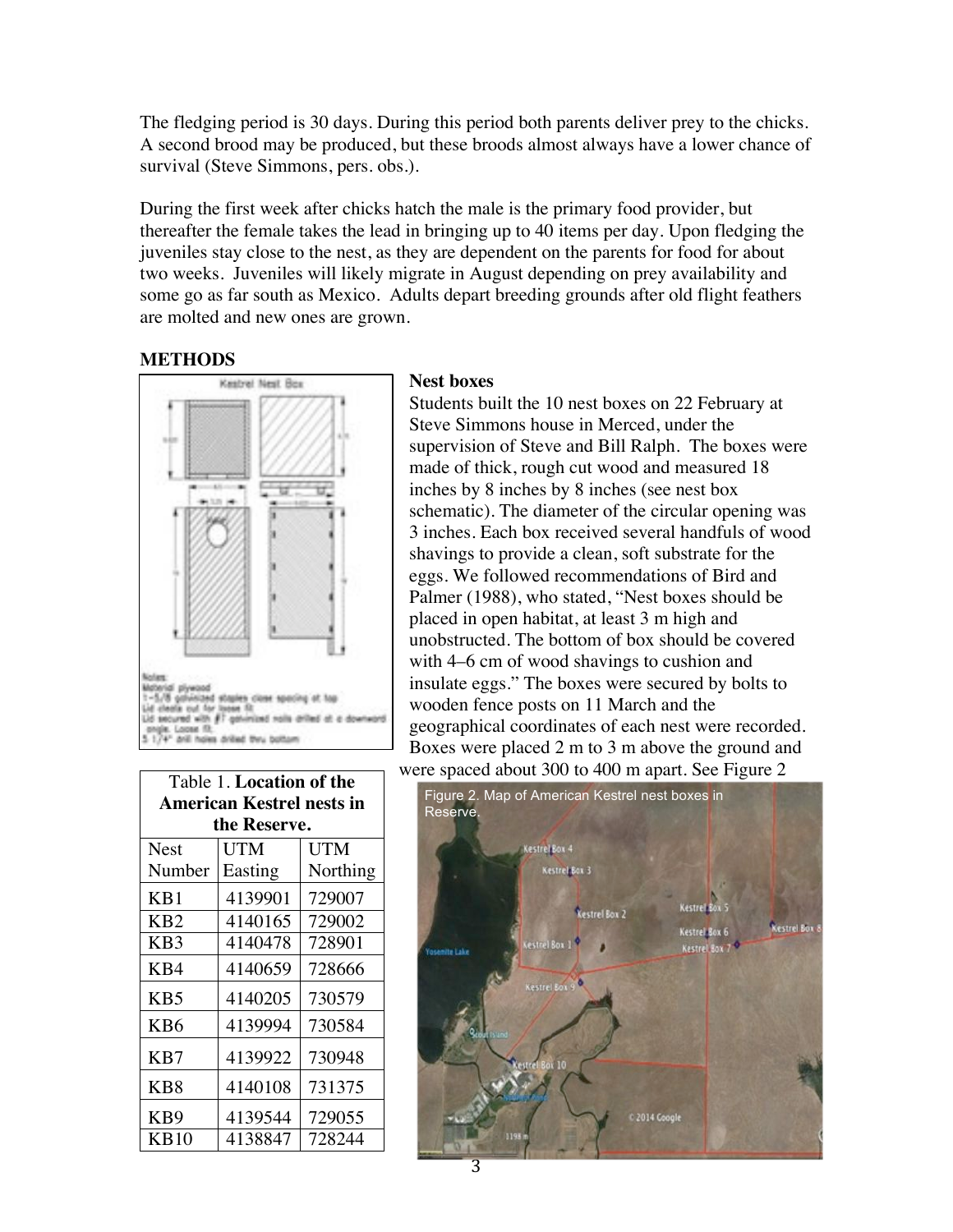The fledging period is 30 days. During this period both parents deliver prey to the chicks. A second brood may be produced, but these broods almost always have a lower chance of survival (Steve Simmons, pers. obs.).

During the first week after chicks hatch the male is the primary food provider, but thereafter the female takes the lead in bringing up to 40 items per day. Upon fledging the juveniles stay close to the nest, as they are dependent on the parents for food for about two weeks. Juveniles will likely migrate in August depending on prey availability and some go as far south as Mexico. Adults depart breeding grounds after old flight feathers are molted and new ones are grown.

## METHODS

### Nest boxes

Students built the 10 nest boxes on 22 February at Steve Simmons house in Merced, under the supervision of Steve and Bill Ralph. The boxes were made of thick, rough cut wood and measured 18 inches by 8 inches by 8 inches (see nest box schematic). The diameter of the circular opening was 3 inches. Each box received several handfuls of wood shavings to provide a clean, soft substrate for the eggs. We followed recommendations of Bird and Palmer (1988), who stated, "Nest boxes should be placed in open habitat, at least 3 m high and unobstructed. The bottom of box should be covered with 4–6 cm of wood shavings to cushion and insulate eggs." The boxes were secured by bolts to wooden fence posts on 11 March and the geographical coordinates of each nest were recorded. Boxes were placed 2 m to 3 m above the ground and were spaced about 300 to 400 m apart. See Figure 2

Table 1. **Location of the American Kestrel nests in the Reserve.**

| Nest Number | UTM Easting | UTM Northing |
|---|---|---|
| KB1 | 4139901 | 729007 |
| KB2 | 4140165 | 729002 |
| KB3 | 4140478 | 728901 |
| KB4 | 4140659 | 728666 |
| KB5 | 4140205 | 730579 |
| KB6 | 4139994 | 730584 |
| KB7 | 4139922 | 730948 |
| KB8 | 4140108 | 731375 |
| KB9 | 4139544 | 729055 |
| KB10 | 4138847 | 728244 |

Figure 2. Map of American Kestrel nest boxes in Reserve.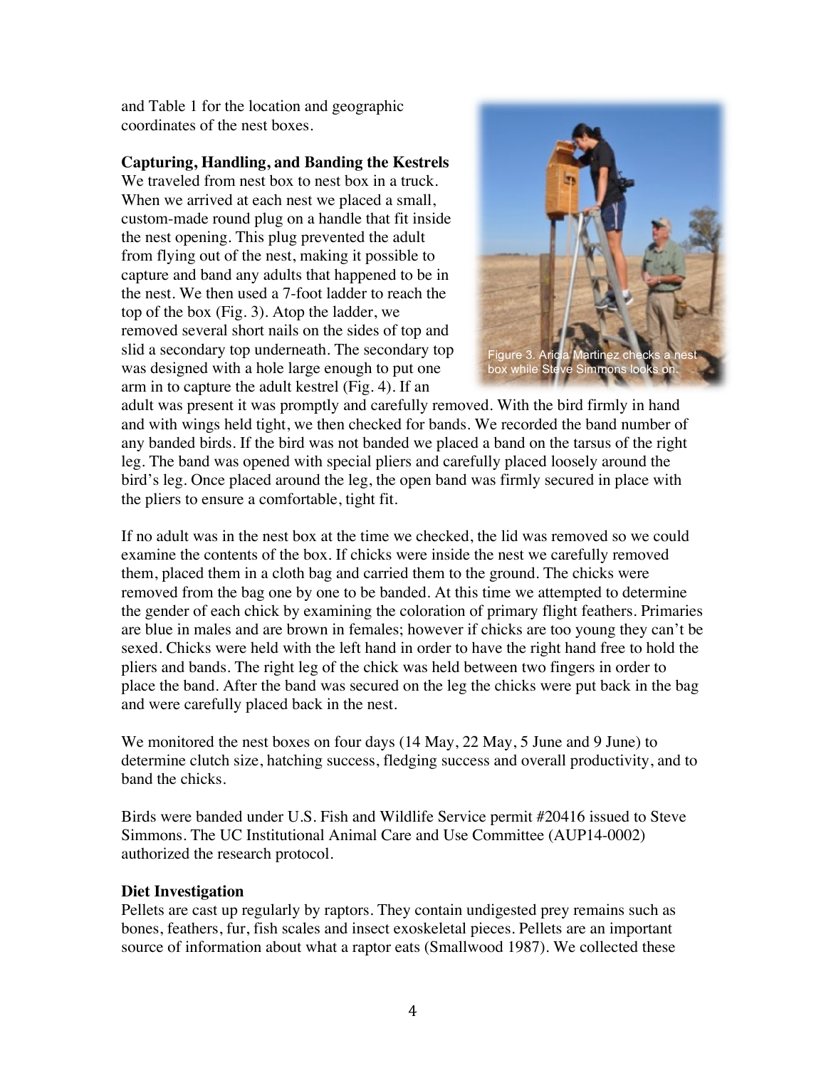and Table 1 for the location and geographic coordinates of the nest boxes.

**Capturing, Handling, and Banding the Kestrels**
We traveled from nest box to nest box in a truck. When we arrived at each nest we placed a small, custom-made round plug on a handle that fit inside the nest opening. This plug prevented the adult from flying out of the nest, making it possible to capture and band any adults that happened to be in the nest. We then used a 7-foot ladder to reach the top of the box (Fig. 3). Atop the ladder, we removed several short nails on the sides of top and slid a secondary top underneath. The secondary top was designed with a hole large enough to put one arm in to capture the adult kestrel (Fig. 4). If an adult was present it was promptly and carefully removed. With the bird firmly in hand and with wings held tight, we then checked for bands. We recorded the band number of any banded birds. If the bird was not banded we placed a band on the tarsus of the right leg. The band was opened with special pliers and carefully placed loosely around the bird's leg. Once placed around the leg, the open band was firmly secured in place with the pliers to ensure a comfortable, tight fit.

Figure 3. Aricia Martinez checks a nest box while Steve Simmons looks on.

If no adult was in the nest box at the time we checked, the lid was removed so we could examine the contents of the box. If chicks were inside the nest we carefully removed them, placed them in a cloth bag and carried them to the ground. The chicks were removed from the bag one by one to be banded. At this time we attempted to determine the gender of each chick by examining the coloration of primary flight feathers. Primaries are blue in males and are brown in females; however if chicks are too young they can't be sexed. Chicks were held with the left hand in order to have the right hand free to hold the pliers and bands. The right leg of the chick was held between two fingers in order to place the band. After the band was secured on the leg the chicks were put back in the bag and were carefully placed back in the nest.

We monitored the nest boxes on four days (14 May, 22 May, 5 June and 9 June) to determine clutch size, hatching success, fledging success and overall productivity, and to band the chicks.

Birds were banded under U.S. Fish and Wildlife Service permit #20416 issued to Steve Simmons. The UC Institutional Animal Care and Use Committee (AUP14-0002) authorized the research protocol.

**Diet Investigation**
Pellets are cast up regularly by raptors. They contain undigested prey remains such as bones, feathers, fur, fish scales and insect exoskeletal pieces. Pellets are an important source of information about what a raptor eats (Smallwood 1987). We collected these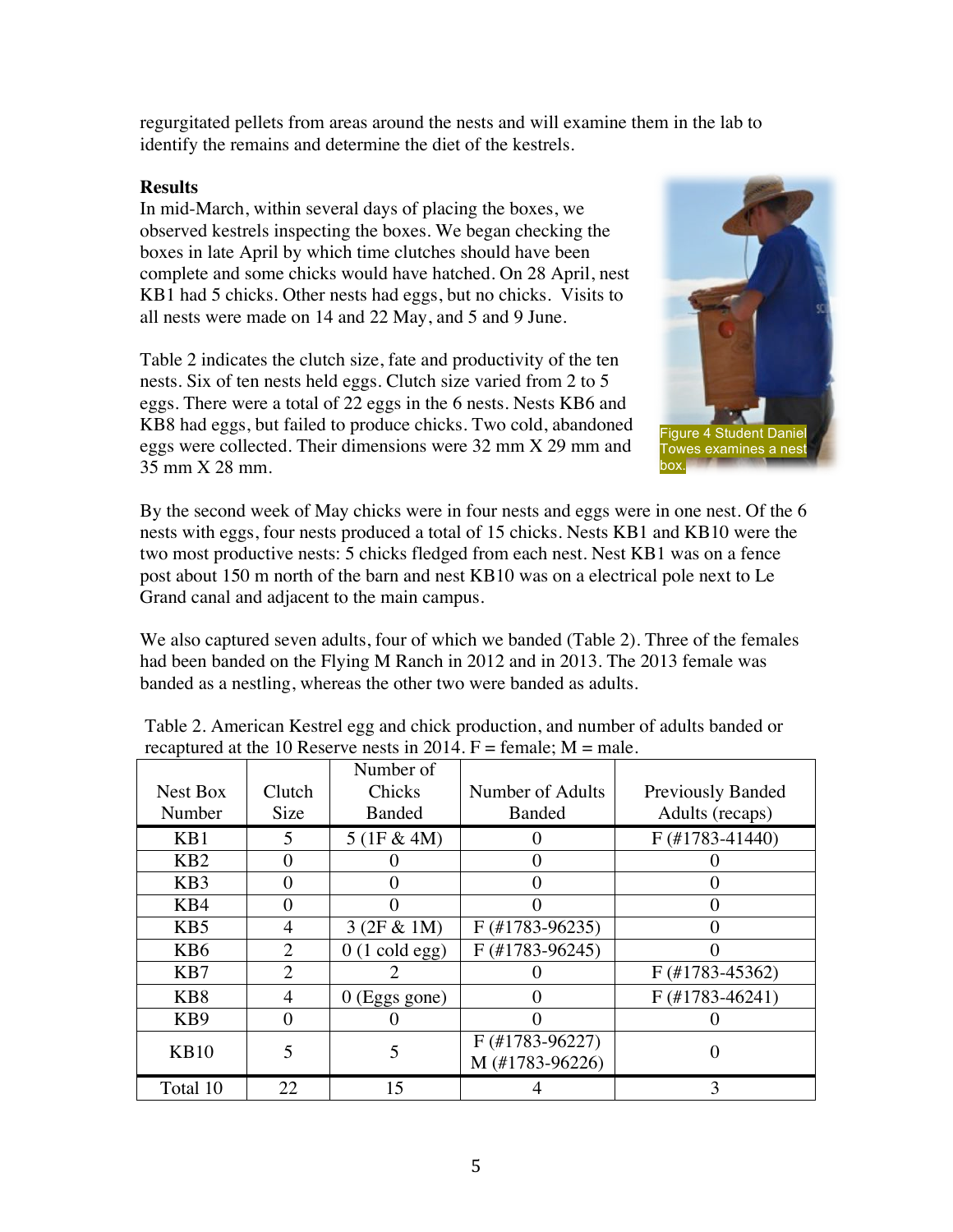regurgitated pellets from areas around the nests and will examine them in the lab to identify the remains and determine the diet of the kestrels.

**Results**

In mid-March, within several days of placing the boxes, we observed kestrels inspecting the boxes. We began checking the boxes in late April by which time clutches should have been complete and some chicks would have hatched. On 28 April, nest KB1 had 5 chicks. Other nests had eggs, but no chicks. Visits to all nests were made on 14 and 22 May, and 5 and 9 June.

Figure 4 Student Daniel Towes examines a nest box.

Table 2 indicates the clutch size, fate and productivity of the ten nests. Six of ten nests held eggs. Clutch size varied from 2 to 5 eggs. There were a total of 22 eggs in the 6 nests. Nests KB6 and KB8 had eggs, but failed to produce chicks. Two cold, abandoned eggs were collected. Their dimensions were 32 mm X 29 mm and 35 mm X 28 mm.

By the second week of May chicks were in four nests and eggs were in one nest. Of the 6 nests with eggs, four nests produced a total of 15 chicks. Nests KB1 and KB10 were the two most productive nests: 5 chicks fledged from each nest. Nest KB1 was on a fence post about 150 m north of the barn and nest KB10 was on a electrical pole next to Le Grand canal and adjacent to the main campus.

We also captured seven adults, four of which we banded (Table 2). Three of the females had been banded on the Flying M Ranch in 2012 and in 2013. The 2013 female was banded as a nestling, whereas the other two were banded as adults.

Table 2. American Kestrel egg and chick production, and number of adults banded or recaptured at the 10 Reserve nests in 2014. F = female; M = male.

| Nest Box Number | Clutch Size | Number of Chicks Banded | Number of Adults Banded | Previously Banded Adults (recaps) |
|---|---|---|---|---|
| KB1 | 5 | 5 (1F & 4M) | 0 | F (#1783-41440) |
| KB2 | 0 | 0 | 0 | 0 |
| KB3 | 0 | 0 | 0 | 0 |
| KB4 | 0 | 0 | 0 | 0 |
| KB5 | 4 | 3 (2F & 1M) | F (#1783-96235) | 0 |
| KB6 | 2 | 0 (1 cold egg) | F (#1783-96245) | 0 |
| KB7 | 2 | 2 | 0 | F (#1783-45362) |
| KB8 | 4 | 0 (Eggs gone) | 0 | F (#1783-46241) |
| KB9 | 0 | 0 | 0 | 0 |
| KB10 | 5 | 5 | F (#1783-96227) M (#1783-96226) | 0 |
| Total 10 | 22 | 15 | 4 | 3 |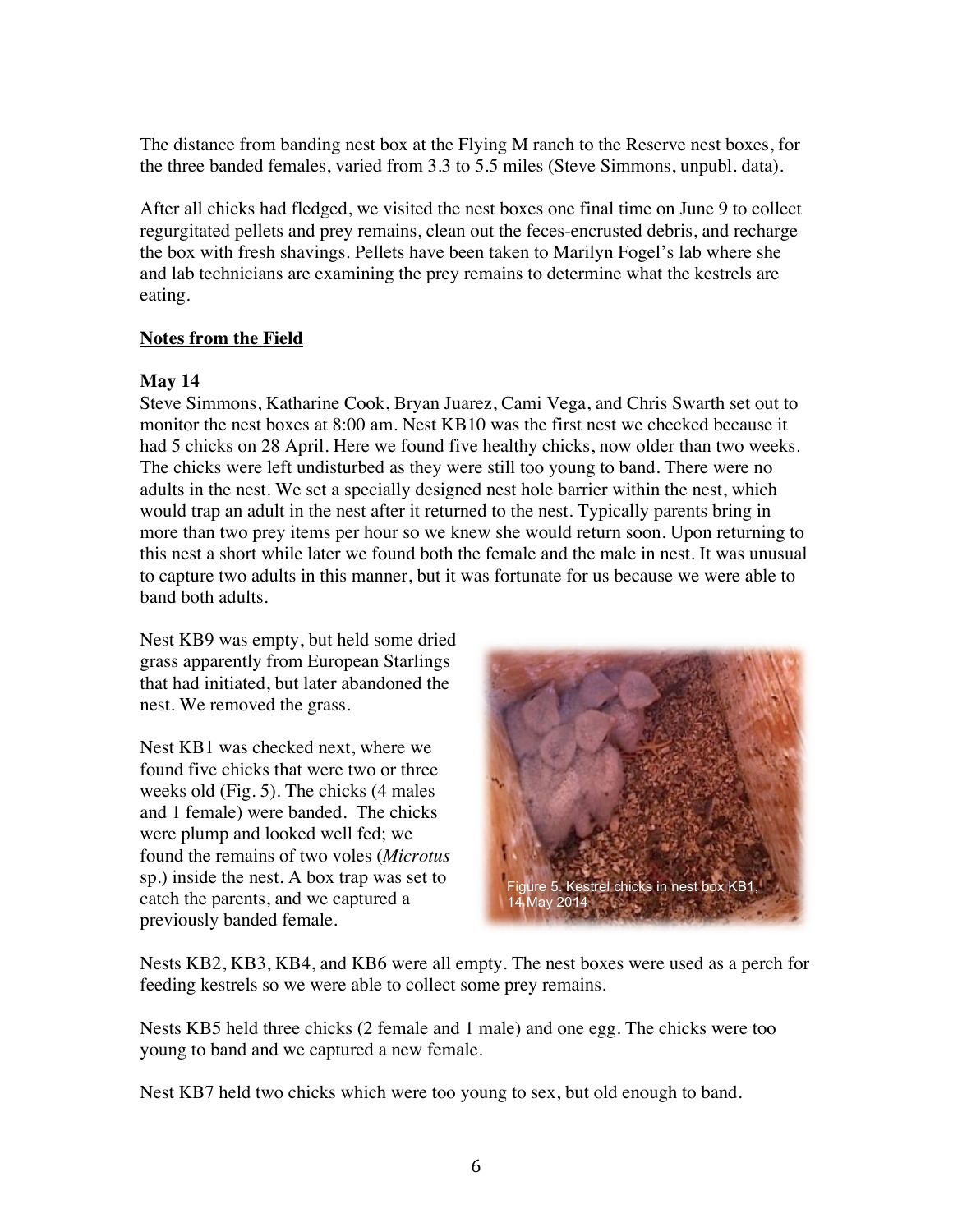The distance from banding nest box at the Flying M ranch to the Reserve nest boxes, for the three banded females, varied from 3.3 to 5.5 miles (Steve Simmons, unpubl. data).

After all chicks had fledged, we visited the nest boxes one final time on June 9 to collect regurgitated pellets and prey remains, clean out the feces-encrusted debris, and recharge the box with fresh shavings. Pellets have been taken to Marilyn Fogel's lab where she and lab technicians are examining the prey remains to determine what the kestrels are eating.

## Notes from the Field

### May 14

Steve Simmons, Katharine Cook, Bryan Juarez, Cami Vega, and Chris Swarth set out to monitor the nest boxes at 8:00 am. Nest KB10 was the first nest we checked because it had 5 chicks on 28 April. Here we found five healthy chicks, now older than two weeks. The chicks were left undisturbed as they were still too young to band. There were no adults in the nest. We set a specially designed nest hole barrier within the nest, which would trap an adult in the nest after it returned to the nest. Typically parents bring in more than two prey items per hour so we knew she would return soon. Upon returning to this nest a short while later we found both the female and the male in nest. It was unusual to capture two adults in this manner, but it was fortunate for us because we were able to band both adults.

Nest KB9 was empty, but held some dried grass apparently from European Starlings that had initiated, but later abandoned the nest. We removed the grass.

Nest KB1 was checked next, where we found five chicks that were two or three weeks old (Fig. 5). The chicks (4 males and 1 female) were banded. The chicks were plump and looked well fed; we found the remains of two voles (*Microtus* sp.) inside the nest. A box trap was set to catch the parents, and we captured a previously banded female.

Figure 5. Kestrel chicks in nest box KB1, 14 May 2014

Nests KB2, KB3, KB4, and KB6 were all empty. The nest boxes were used as a perch for feeding kestrels so we were able to collect some prey remains.

Nests KB5 held three chicks (2 female and 1 male) and one egg. The chicks were too young to band and we captured a new female.

Nest KB7 held two chicks which were too young to sex, but old enough to band.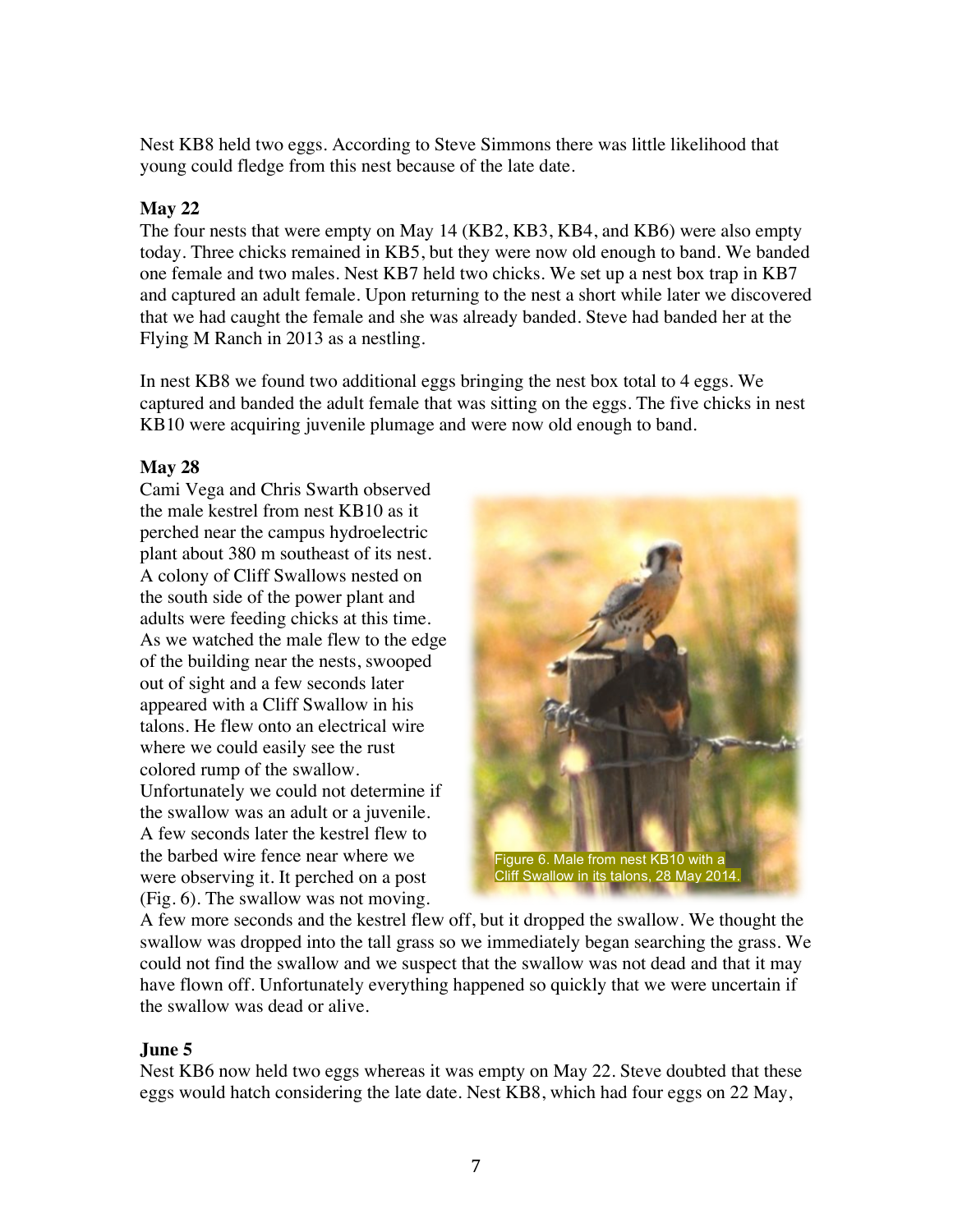Nest KB8 held two eggs. According to Steve Simmons there was little likelihood that young could fledge from this nest because of the late date.

**May 22**

The four nests that were empty on May 14 (KB2, KB3, KB4, and KB6) were also empty today. Three chicks remained in KB5, but they were now old enough to band. We banded one female and two males. Nest KB7 held two chicks. We set up a nest box trap in KB7 and captured an adult female. Upon returning to the nest a short while later we discovered that we had caught the female and she was already banded. Steve had banded her at the Flying M Ranch in 2013 as a nestling.

In nest KB8 we found two additional eggs bringing the nest box total to 4 eggs. We captured and banded the adult female that was sitting on the eggs. The five chicks in nest KB10 were acquiring juvenile plumage and were now old enough to band.

**May 28**

Cami Vega and Chris Swarth observed the male kestrel from nest KB10 as it perched near the campus hydroelectric plant about 380 m southeast of its nest. A colony of Cliff Swallows nested on the south side of the power plant and adults were feeding chicks at this time. As we watched the male flew to the edge of the building near the nests, swooped out of sight and a few seconds later appeared with a Cliff Swallow in his talons. He flew onto an electrical wire where we could easily see the rust colored rump of the swallow. Unfortunately we could not determine if the swallow was an adult or a juvenile. A few seconds later the kestrel flew to the barbed wire fence near where we were observing it. It perched on a post (Fig. 6). The swallow was not moving. A few more seconds and the kestrel flew off, but it dropped the swallow. We thought the swallow was dropped into the tall grass so we immediately began searching the grass. We could not find the swallow and we suspect that the swallow was not dead and that it may have flown off. Unfortunately everything happened so quickly that we were uncertain if the swallow was dead or alive.

Figure 6. Male from nest KB10 with a Cliff Swallow in its talons, 28 May 2014.

**June 5**

Nest KB6 now held two eggs whereas it was empty on May 22. Steve doubted that these eggs would hatch considering the late date. Nest KB8, which had four eggs on 22 May,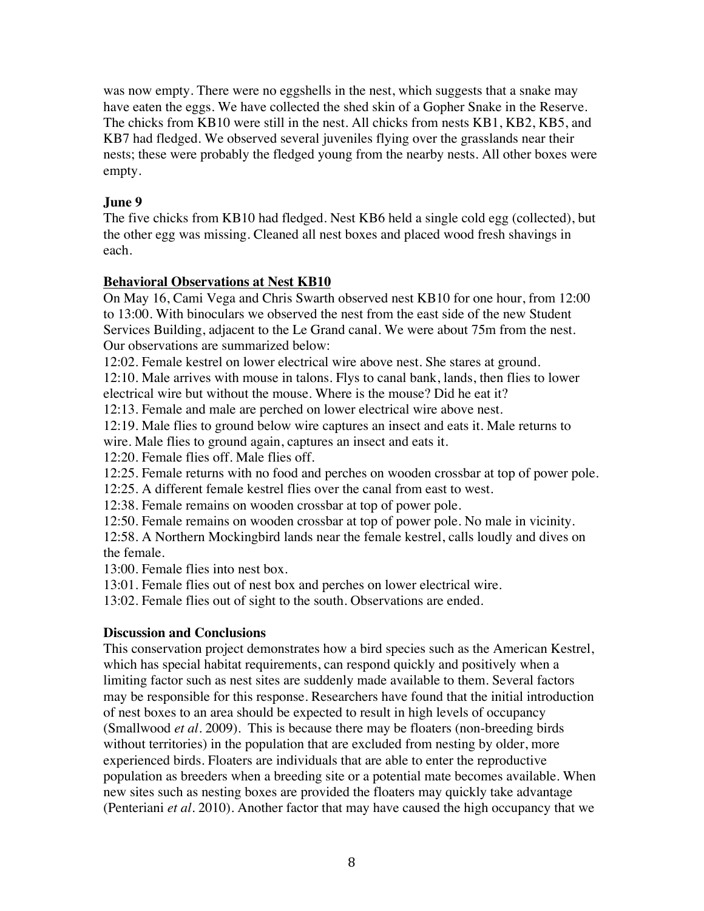was now empty. There were no eggshells in the nest, which suggests that a snake may have eaten the eggs. We have collected the shed skin of a Gopher Snake in the Reserve. The chicks from KB10 were still in the nest. All chicks from nests KB1, KB2, KB5, and KB7 had fledged. We observed several juveniles flying over the grasslands near their nests; these were probably the fledged young from the nearby nests. All other boxes were empty.

**June 9**

The five chicks from KB10 had fledged. Nest KB6 held a single cold egg (collected), but the other egg was missing. Cleaned all nest boxes and placed wood fresh shavings in each.

**Behavioral Observations at Nest KB10**

On May 16, Cami Vega and Chris Swarth observed nest KB10 for one hour, from 12:00 to 13:00. With binoculars we observed the nest from the east side of the new Student Services Building, adjacent to the Le Grand canal. We were about 75m from the nest. Our observations are summarized below:

12:02. Female kestrel on lower electrical wire above nest. She stares at ground.

12:10. Male arrives with mouse in talons. Flys to canal bank, lands, then flies to lower electrical wire but without the mouse. Where is the mouse? Did he eat it?

12:13. Female and male are perched on lower electrical wire above nest.

12:19. Male flies to ground below wire captures an insect and eats it. Male returns to wire. Male flies to ground again, captures an insect and eats it.

12:20. Female flies off. Male flies off.

12:25. Female returns with no food and perches on wooden crossbar at top of power pole.

12:25. A different female kestrel flies over the canal from east to west.

12:38. Female remains on wooden crossbar at top of power pole.

12:50. Female remains on wooden crossbar at top of power pole. No male in vicinity.

12:58. A Northern Mockingbird lands near the female kestrel, calls loudly and dives on the female.

13:00. Female flies into nest box.

13:01. Female flies out of nest box and perches on lower electrical wire.

13:02. Female flies out of sight to the south. Observations are ended.

**Discussion and Conclusions**

This conservation project demonstrates how a bird species such as the American Kestrel, which has special habitat requirements, can respond quickly and positively when a limiting factor such as nest sites are suddenly made available to them. Several factors may be responsible for this response. Researchers have found that the initial introduction of nest boxes to an area should be expected to result in high levels of occupancy (Smallwood *et al.* 2009). This is because there may be floaters (non-breeding birds without territories) in the population that are excluded from nesting by older, more experienced birds. Floaters are individuals that are able to enter the reproductive population as breeders when a breeding site or a potential mate becomes available. When new sites such as nesting boxes are provided the floaters may quickly take advantage (Penteriani *et al.* 2010). Another factor that may have caused the high occupancy that we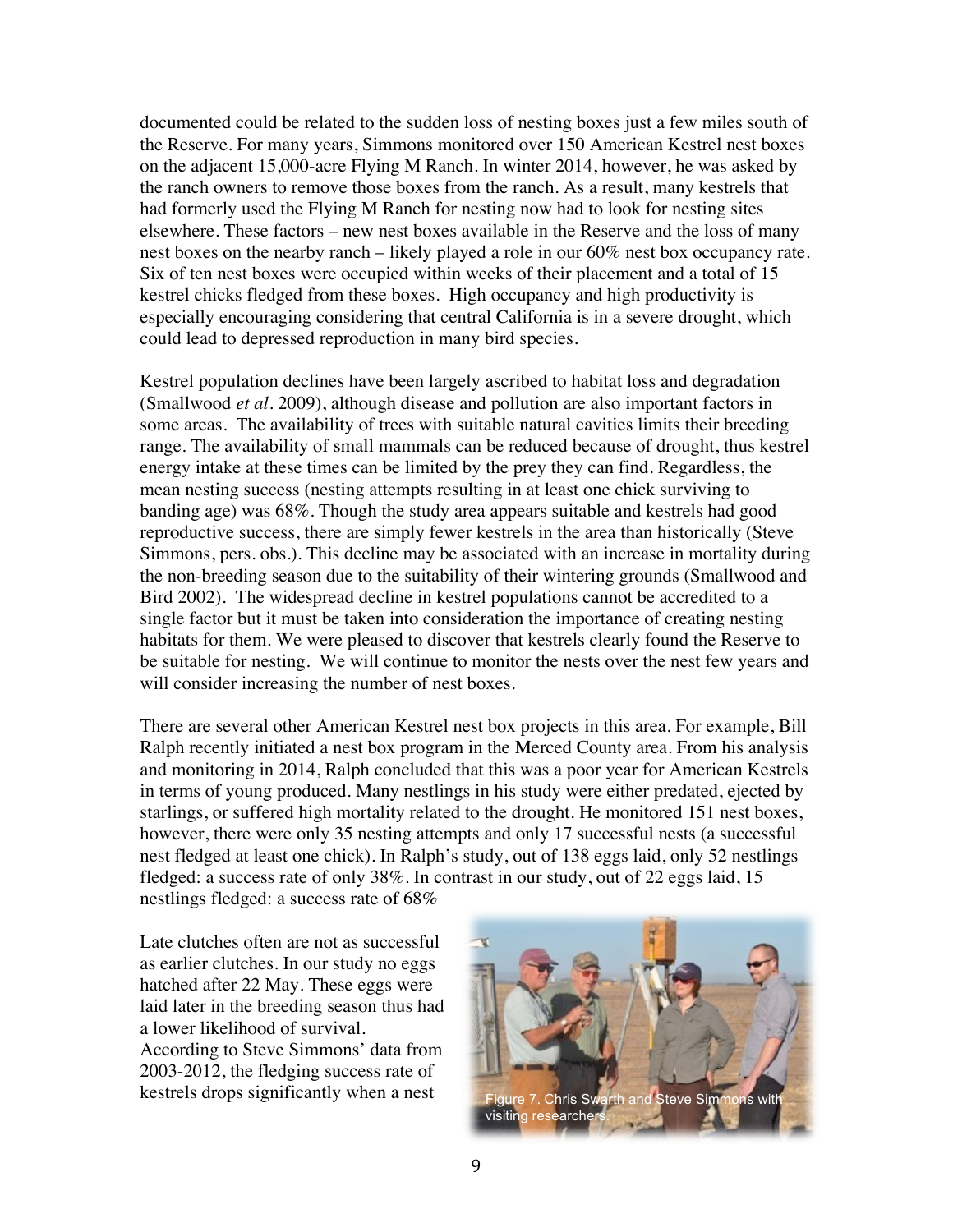documented could be related to the sudden loss of nesting boxes just a few miles south of the Reserve. For many years, Simmons monitored over 150 American Kestrel nest boxes on the adjacent 15,000-acre Flying M Ranch. In winter 2014, however, he was asked by the ranch owners to remove those boxes from the ranch. As a result, many kestrels that had formerly used the Flying M Ranch for nesting now had to look for nesting sites elsewhere. These factors – new nest boxes available in the Reserve and the loss of many nest boxes on the nearby ranch – likely played a role in our 60% nest box occupancy rate. Six of ten nest boxes were occupied within weeks of their placement and a total of 15 kestrel chicks fledged from these boxes. High occupancy and high productivity is especially encouraging considering that central California is in a severe drought, which could lead to depressed reproduction in many bird species.

Kestrel population declines have been largely ascribed to habitat loss and degradation (Smallwood *et al*. 2009), although disease and pollution are also important factors in some areas. The availability of trees with suitable natural cavities limits their breeding range. The availability of small mammals can be reduced because of drought, thus kestrel energy intake at these times can be limited by the prey they can find. Regardless, the mean nesting success (nesting attempts resulting in at least one chick surviving to banding age) was 68%. Though the study area appears suitable and kestrels had good reproductive success, there are simply fewer kestrels in the area than historically (Steve Simmons, pers. obs.). This decline may be associated with an increase in mortality during the non-breeding season due to the suitability of their wintering grounds (Smallwood and Bird 2002). The widespread decline in kestrel populations cannot be accredited to a single factor but it must be taken into consideration the importance of creating nesting habitats for them. We were pleased to discover that kestrels clearly found the Reserve to be suitable for nesting. We will continue to monitor the nests over the nest few years and will consider increasing the number of nest boxes.

There are several other American Kestrel nest box projects in this area. For example, Bill Ralph recently initiated a nest box program in the Merced County area. From his analysis and monitoring in 2014, Ralph concluded that this was a poor year for American Kestrels in terms of young produced. Many nestlings in his study were either predated, ejected by starlings, or suffered high mortality related to the drought. He monitored 151 nest boxes, however, there were only 35 nesting attempts and only 17 successful nests (a successful nest fledged at least one chick). In Ralph's study, out of 138 eggs laid, only 52 nestlings fledged: a success rate of only 38%. In contrast in our study, out of 22 eggs laid, 15 nestlings fledged: a success rate of 68%

Late clutches often are not as successful as earlier clutches. In our study no eggs hatched after 22 May. These eggs were laid later in the breeding season thus had a lower likelihood of survival. According to Steve Simmons' data from 2003-2012, the fledging success rate of kestrels drops significantly when a nest

Figure 7. Chris Swarth and Steve Simmons with visiting researchers.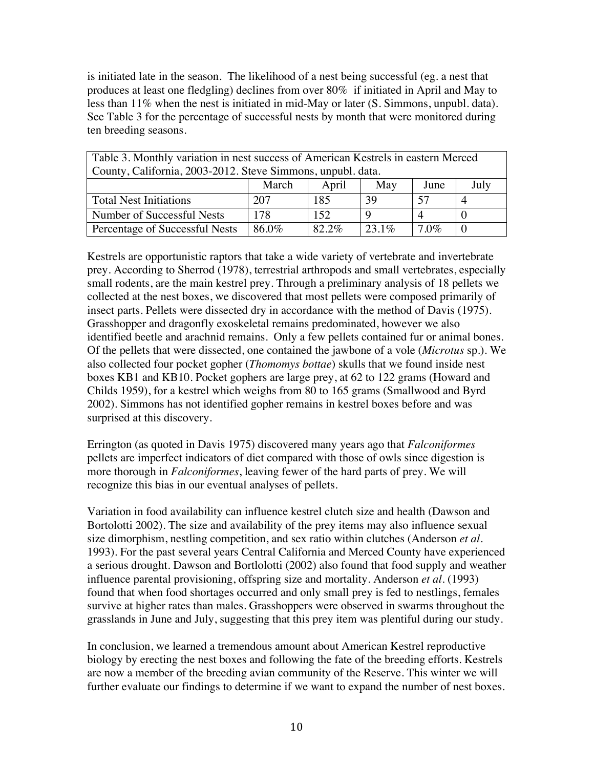is initiated late in the season. The likelihood of a nest being successful (eg. a nest that produces at least one fledgling) declines from over 80% if initiated in April and May to less than 11% when the nest is initiated in mid-May or later (S. Simmons, unpubl. data). See Table 3 for the percentage of successful nests by month that were monitored during ten breeding seasons.

Table 3. Monthly variation in nest success of American Kestrels in eastern Merced County, California, 2003-2012. Steve Simmons, unpubl. data.

| | March | April | May | June | July |
|---|---|---|---|---|---|
| Total Nest Initiations | 207 | 185 | 39 | 57 | 4 |
| Number of Successful Nests | 178 | 152 | 9 | 4 | 0 |
| Percentage of Successful Nests | 86.0% | 82.2% | 23.1% | 7.0% | 0 |

Kestrels are opportunistic raptors that take a wide variety of vertebrate and invertebrate prey. According to Sherrod (1978), terrestrial arthropods and small vertebrates, especially small rodents, are the main kestrel prey. Through a preliminary analysis of 18 pellets we collected at the nest boxes, we discovered that most pellets were composed primarily of insect parts. Pellets were dissected dry in accordance with the method of Davis (1975). Grasshopper and dragonfly exoskeletal remains predominated, however we also identified beetle and arachnid remains. Only a few pellets contained fur or animal bones. Of the pellets that were dissected, one contained the jawbone of a vole (*Microtus* sp.). We also collected four pocket gopher (*Thomomys bottae*) skulls that we found inside nest boxes KB1 and KB10. Pocket gophers are large prey, at 62 to 122 grams (Howard and Childs 1959), for a kestrel which weighs from 80 to 165 grams (Smallwood and Byrd 2002). Simmons has not identified gopher remains in kestrel boxes before and was surprised at this discovery.

Errington (as quoted in Davis 1975) discovered many years ago that *Falconiformes* pellets are imperfect indicators of diet compared with those of owls since digestion is more thorough in *Falconiformes*, leaving fewer of the hard parts of prey. We will recognize this bias in our eventual analyses of pellets.

Variation in food availability can influence kestrel clutch size and health (Dawson and Bortolotti 2002). The size and availability of the prey items may also influence sexual size dimorphism, nestling competition, and sex ratio within clutches (Anderson *et al*. 1993). For the past several years Central California and Merced County have experienced a serious drought. Dawson and Bortlolotti (2002) also found that food supply and weather influence parental provisioning, offspring size and mortality. Anderson *et al*. (1993) found that when food shortages occurred and only small prey is fed to nestlings, females survive at higher rates than males. Grasshoppers were observed in swarms throughout the grasslands in June and July, suggesting that this prey item was plentiful during our study.

In conclusion, we learned a tremendous amount about American Kestrel reproductive biology by erecting the nest boxes and following the fate of the breeding efforts. Kestrels are now a member of the breeding avian community of the Reserve. This winter we will further evaluate our findings to determine if we want to expand the number of nest boxes.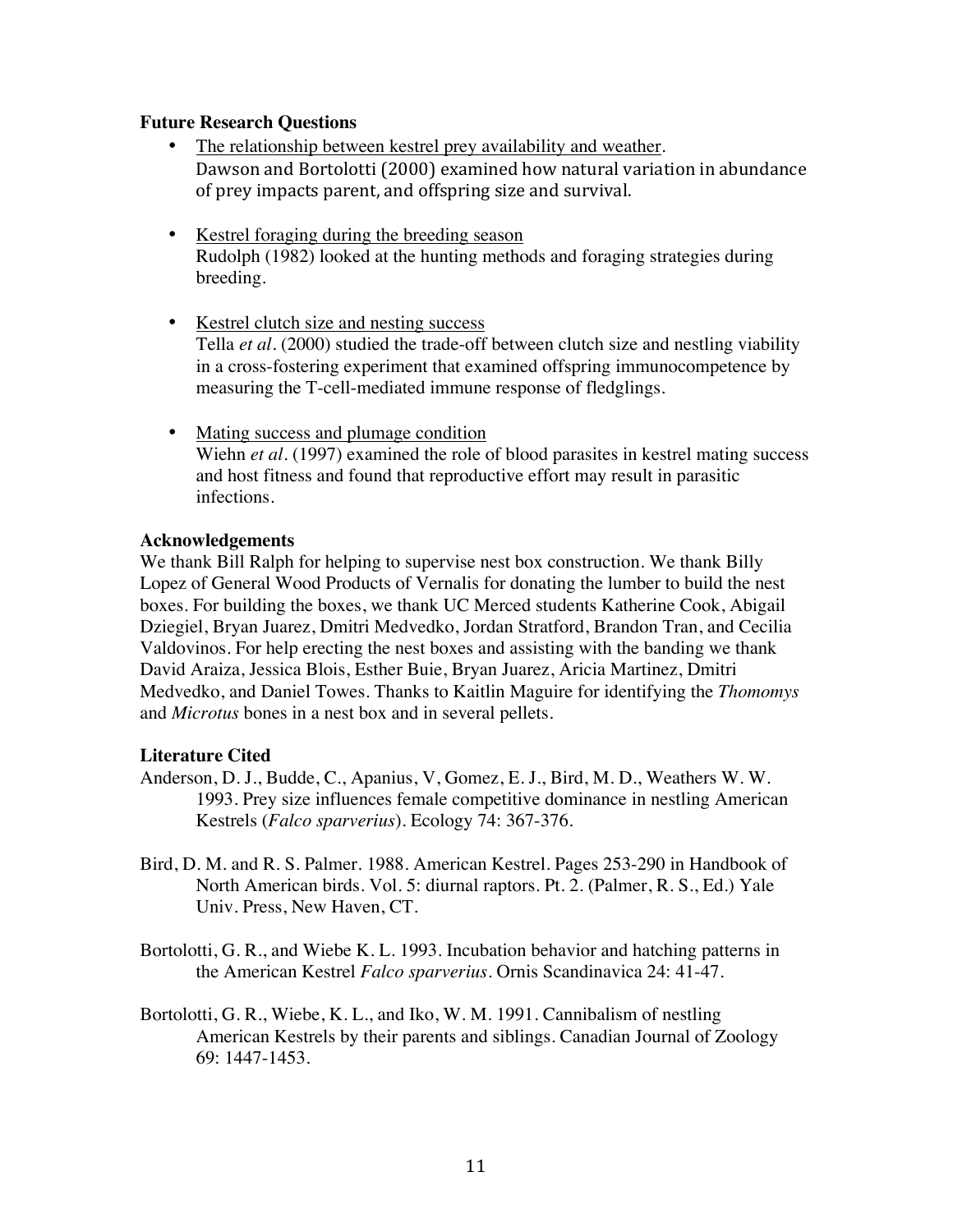### Future Research Questions

- The relationship between kestrel prey availability and weather.
  Dawson and Bortolotti (2000) examined how natural variation in abundance of prey impacts parent, and offspring size and survival.

- Kestrel foraging during the breeding season
  Rudolph (1982) looked at the hunting methods and foraging strategies during breeding.

- Kestrel clutch size and nesting success
  Tella *et al*. (2000) studied the trade-off between clutch size and nestling viability in a cross-fostering experiment that examined offspring immunocompetence by measuring the T-cell-mediated immune response of fledglings.

- Mating success and plumage condition
  Wiehn *et al*. (1997) examined the role of blood parasites in kestrel mating success and host fitness and found that reproductive effort may result in parasitic infections.

### Acknowledgements

We thank Bill Ralph for helping to supervise nest box construction. We thank Billy Lopez of General Wood Products of Vernalis for donating the lumber to build the nest boxes. For building the boxes, we thank UC Merced students Katherine Cook, Abigail Dziegiel, Bryan Juarez, Dmitri Medvedko, Jordan Stratford, Brandon Tran, and Cecilia Valdovinos. For help erecting the nest boxes and assisting with the banding we thank David Araiza, Jessica Blois, Esther Buie, Bryan Juarez, Aricia Martinez, Dmitri Medvedko, and Daniel Towes. Thanks to Kaitlin Maguire for identifying the *Thomomys* and *Microtus* bones in a nest box and in several pellets.

### Literature Cited

Anderson, D. J., Budde, C., Apanius, V, Gomez, E. J., Bird, M. D., Weathers W. W. 1993. Prey size influences female competitive dominance in nestling American Kestrels (*Falco sparverius*). Ecology 74: 367-376.

Bird, D. M. and R. S. Palmer. 1988. American Kestrel. Pages 253-290 in Handbook of North American birds. Vol. 5: diurnal raptors. Pt. 2. (Palmer, R. S., Ed.) Yale Univ. Press, New Haven, CT.

Bortolotti, G. R., and Wiebe K. L. 1993. Incubation behavior and hatching patterns in the American Kestrel *Falco sparverius*. Ornis Scandinavica 24: 41-47.

Bortolotti, G. R., Wiebe, K. L., and Iko, W. M. 1991. Cannibalism of nestling American Kestrels by their parents and siblings. Canadian Journal of Zoology 69: 1447-1453.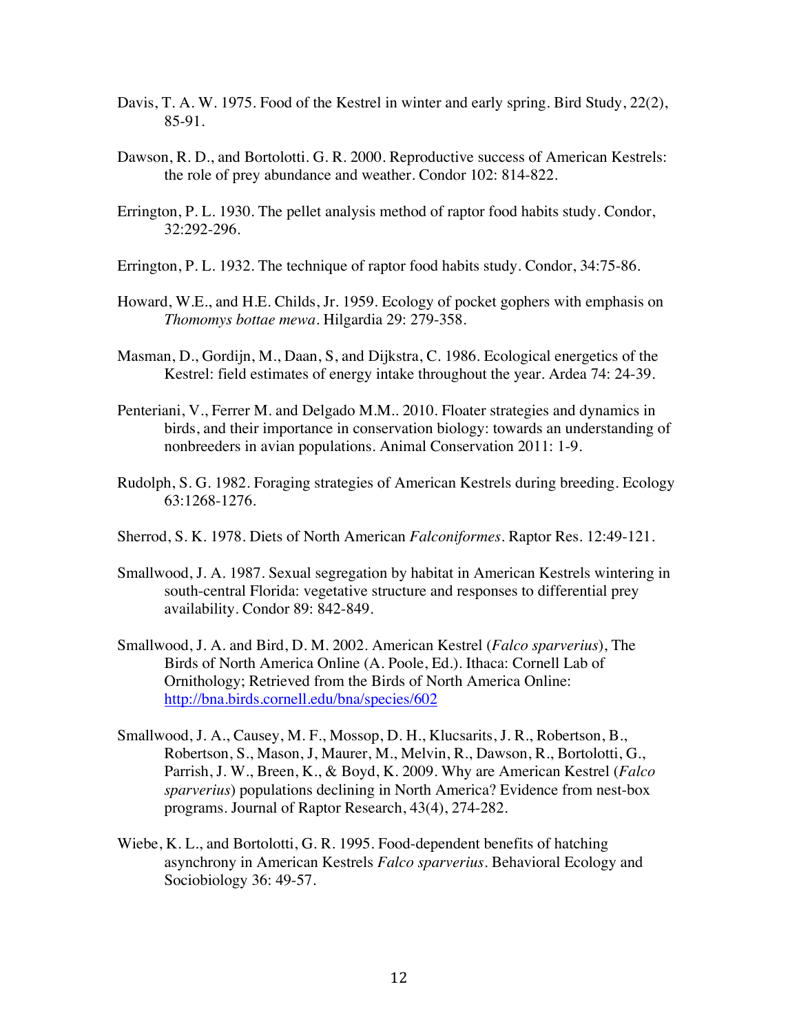Davis, T. A. W. 1975. Food of the Kestrel in winter and early spring. Bird Study, 22(2), 85-91.

Dawson, R. D., and Bortolotti. G. R. 2000. Reproductive success of American Kestrels: the role of prey abundance and weather. Condor 102: 814-822.

Errington, P. L. 1930. The pellet analysis method of raptor food habits study. Condor, 32:292-296.

Errington, P. L. 1932. The technique of raptor food habits study. Condor, 34:75-86.

Howard, W.E., and H.E. Childs, Jr. 1959. Ecology of pocket gophers with emphasis on *Thomomys bottae mewa*. Hilgardia 29: 279-358.

Masman, D., Gordijn, M., Daan, S, and Dijkstra, C. 1986. Ecological energetics of the Kestrel: field estimates of energy intake throughout the year. Ardea 74: 24-39.

Penteriani, V., Ferrer M. and Delgado M.M.. 2010. Floater strategies and dynamics in birds, and their importance in conservation biology: towards an understanding of nonbreeders in avian populations. Animal Conservation 2011: 1-9.

Rudolph, S. G. 1982. Foraging strategies of American Kestrels during breeding. Ecology 63:1268-1276.

Sherrod, S. K. 1978. Diets of North American *Falconiformes*. Raptor Res. 12:49-121.

Smallwood, J. A. 1987. Sexual segregation by habitat in American Kestrels wintering in south-central Florida: vegetative structure and responses to differential prey availability. Condor 89: 842-849.

Smallwood, J. A. and Bird, D. M. 2002. American Kestrel (*Falco sparverius*), The Birds of North America Online (A. Poole, Ed.). Ithaca: Cornell Lab of Ornithology; Retrieved from the Birds of North America Online: [http://bna.birds.cornell.edu/bna/species/602](http://bna.birds.cornell.edu/bna/species/602)

Smallwood, J. A., Causey, M. F., Mossop, D. H., Klucsarits, J. R., Robertson, B., Robertson, S., Mason, J, Maurer, M., Melvin, R., Dawson, R., Bortolotti, G., Parrish, J. W., Breen, K., & Boyd, K. 2009. Why are American Kestrel (*Falco sparverius*) populations declining in North America? Evidence from nest-box programs. Journal of Raptor Research, 43(4), 274-282.

Wiebe, K. L., and Bortolotti, G. R. 1995. Food-dependent benefits of hatching asynchrony in American Kestrels *Falco sparverius*. Behavioral Ecology and Sociobiology 36: 49-57.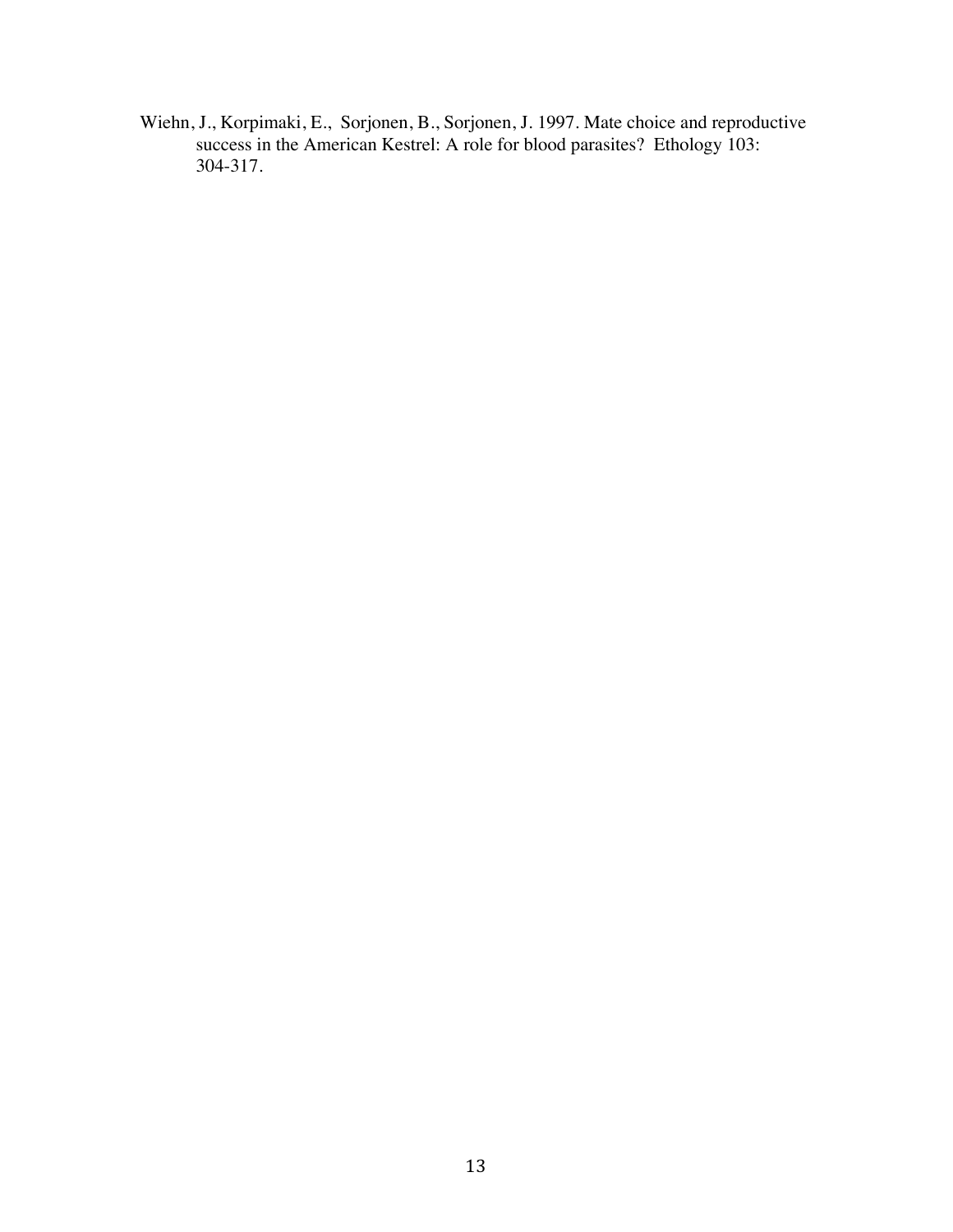Wiehn, J., Korpimaki, E., Sorjonen, B., Sorjonen, J. 1997. Mate choice and reproductive success in the American Kestrel: A role for blood parasites? Ethology 103: 304-317.